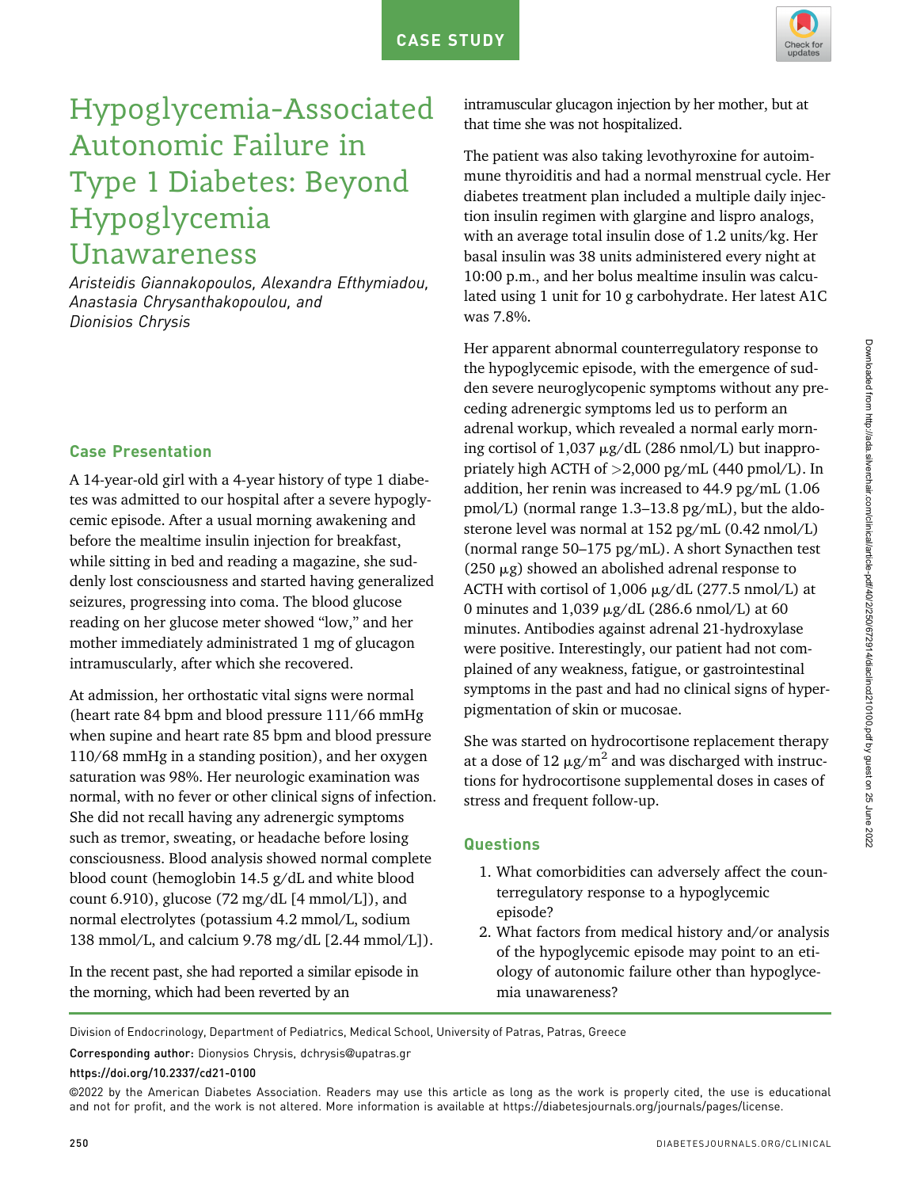CASE STUDY

# Hypoglycemia-Associated Autonomic Failure in Type 1 Diabetes: Beyond Hypoglycemia Unawareness

*Aristeidis Giannakopoulos, Alexandra Efthymiadou, Anastasia Chrysanthakopoulou, and Dionisios Chrysis*

## Case Presentation

A 14-year-old girl with a 4-year history of type 1 diabetes was admitted to our hospital after a severe hypoglycemic episode. After a usual morning awakening and before the mealtime insulin injection for breakfast, while sitting in bed and reading a magazine, she suddenly lost consciousness and started having generalized seizures, progressing into coma. The blood glucose reading on her glucose meter showed "low," and her mother immediately administrated 1 mg of glucagon intramuscularly, after which she recovered.

At admission, her orthostatic vital signs were normal (heart rate 84 bpm and blood pressure 111/66 mmHg when supine and heart rate 85 bpm and blood pressure 110/68 mmHg in a standing position), and her oxygen saturation was 98%. Her neurologic examination was normal, with no fever or other clinical signs of infection. She did not recall having any adrenergic symptoms such as tremor, sweating, or headache before losing consciousness. Blood analysis showed normal complete blood count (hemoglobin 14.5 g/dL and white blood count 6.910), glucose (72 mg/dL [4 mmol/L]), and normal electrolytes (potassium 4.2 mmol/L, sodium 138 mmol/L, and calcium 9.78 mg/dL [2.44 mmol/L]).

In the recent past, she had reported a similar episode in the morning, which had been reverted by an intramuscular glucagon injection by her mother, but at that time she was not hospitalized.

The patient was also taking levothyroxine for autoimmune thyroiditis and had a normal menstrual cycle. Her diabetes treatment plan included a multiple daily injection insulin regimen with glargine and lispro analogs, with an average total insulin dose of 1.2 units/kg. Her basal insulin was 38 units administered every night at 10:00 p.m., and her bolus mealtime insulin was calculated using 1 unit for 10 g carbohydrate. Her latest A1C was 7.8%.

Her apparent abnormal counterregulatory response to the hypoglycemic episode, with the emergence of sudden severe neuroglycopenic symptoms without any preceding adrenergic symptoms led us to perform an adrenal workup, which revealed a normal early morning cortisol of 1,037 μg/dL (286 nmol/L) but inappropriately high ACTH of >2,000 pg/mL (440 pmol/L). In addition, her renin was increased to 44.9 pg/mL (1.06 pmol/L) (normal range 1.3–13.8 pg/mL), but the aldosterone level was normal at 152 pg/mL (0.42 nmol/L) (normal range 50–175 pg/mL). A short Synacthen test (250 μg) showed an abolished adrenal response to ACTH with cortisol of 1,006 μg/dL (277.5 nmol/L) at 0 minutes and 1,039 μg/dL (286.6 nmol/L) at 60 minutes. Antibodies against adrenal 21-hydroxylase were positive. Interestingly, our patient had not complained of any weakness, fatigue, or gastrointestinal symptoms in the past and had no clinical signs of hyperpigmentation of skin or mucosae.

She was started on hydrocortisone replacement therapy at a dose of 12 $\mu g/m^2$ and was discharged with instructions for hydrocortisone supplemental doses in cases of stress and frequent follow-up.

## Questions

1. What comorbidities can adversely affect the counterregulatory response to a hypoglycemic episode?
2. What factors from medical history and/or analysis of the hypoglycemic episode may point to an etiology of autonomic failure other than hypoglycemia unawareness?

Division of Endocrinology, Department of Pediatrics, Medical School, University of Patras, Patras, Greece

Corresponding author: Dionysios Chrysis, dchrysis@upatras.gr

https://doi.org/10.2337/cd21-0100

©2022 by the American Diabetes Association. Readers may use this article as long as the work is properly cited, the use is educational and not for profit, and the work is not altered. More information is available at https://diabetesjournals.org/journals/pages/license.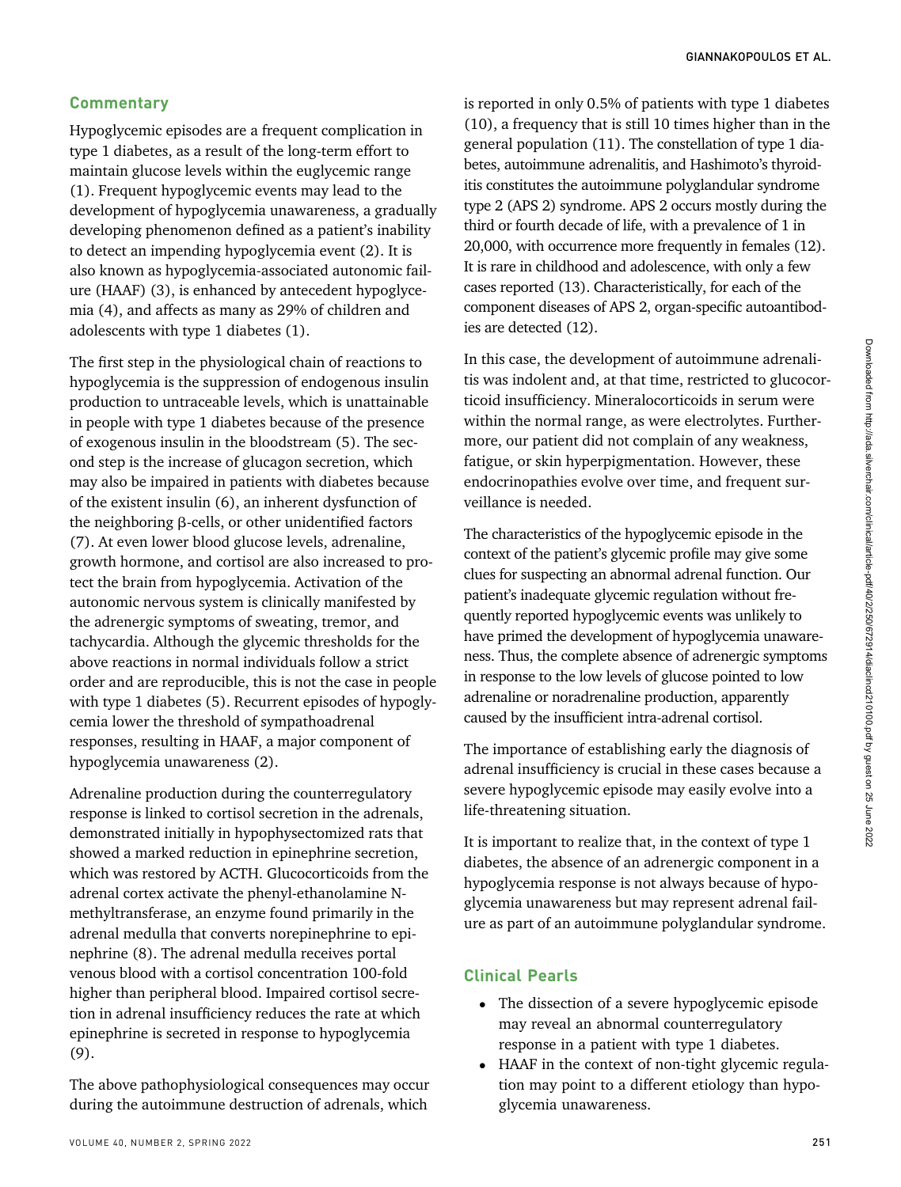## Commentary

Hypoglycemic episodes are a frequent complication in type 1 diabetes, as a result of the long-term effort to maintain glucose levels within the euglycemic range (1). Frequent hypoglycemic events may lead to the development of hypoglycemia unawareness, a gradually developing phenomenon defined as a patient's inability to detect an impending hypoglycemia event (2). It is also known as hypoglycemia-associated autonomic failure (HAAF) (3), is enhanced by antecedent hypoglycemia (4), and affects as many as 29% of children and adolescents with type 1 diabetes (1).

The first step in the physiological chain of reactions to hypoglycemia is the suppression of endogenous insulin production to untraceable levels, which is unattainable in people with type 1 diabetes because of the presence of exogenous insulin in the bloodstream (5). The second step is the increase of glucagon secretion, which may also be impaired in patients with diabetes because of the existent insulin (6), an inherent dysfunction of the neighboring β-cells, or other unidentified factors (7). At even lower blood glucose levels, adrenaline, growth hormone, and cortisol are also increased to protect the brain from hypoglycemia. Activation of the autonomic nervous system is clinically manifested by the adrenergic symptoms of sweating, tremor, and tachycardia. Although the glycemic thresholds for the above reactions in normal individuals follow a strict order and are reproducible, this is not the case in people with type 1 diabetes (5). Recurrent episodes of hypoglycemia lower the threshold of sympathoadrenal responses, resulting in HAAF, a major component of hypoglycemia unawareness (2).

Adrenaline production during the counterregulatory response is linked to cortisol secretion in the adrenals, demonstrated initially in hypophysectomized rats that showed a marked reduction in epinephrine secretion, which was restored by ACTH. Glucocorticoids from the adrenal cortex activate the phenyl-ethanolamine N-methyltransferase, an enzyme found primarily in the adrenal medulla that converts norepinephrine to epinephrine (8). The adrenal medulla receives portal venous blood with a cortisol concentration 100-fold higher than peripheral blood. Impaired cortisol secretion in adrenal insufficiency reduces the rate at which epinephrine is secreted in response to hypoglycemia (9).

The above pathophysiological consequences may occur during the autoimmune destruction of adrenals, which is reported in only 0.5% of patients with type 1 diabetes (10), a frequency that is still 10 times higher than in the general population (11). The constellation of type 1 diabetes, autoimmune adrenalitis, and Hashimoto's thyroiditis constitutes the autoimmune polyglandular syndrome type 2 (APS 2) syndrome. APS 2 occurs mostly during the third or fourth decade of life, with a prevalence of 1 in 20,000, with occurrence more frequently in females (12). It is rare in childhood and adolescence, with only a few cases reported (13). Characteristically, for each of the component diseases of APS 2, organ-specific autoantibodies are detected (12).

In this case, the development of autoimmune adrenalitis was indolent and, at that time, restricted to glucocorticoid insufficiency. Mineralocorticoids in serum were within the normal range, as were electrolytes. Furthermore, our patient did not complain of any weakness, fatigue, or skin hyperpigmentation. However, these endocrinopathies evolve over time, and frequent surveillance is needed.

The characteristics of the hypoglycemic episode in the context of the patient's glycemic profile may give some clues for suspecting an abnormal adrenal function. Our patient's inadequate glycemic regulation without frequently reported hypoglycemic events was unlikely to have primed the development of hypoglycemia unawareness. Thus, the complete absence of adrenergic symptoms in response to the low levels of glucose pointed to low adrenaline or noradrenaline production, apparently caused by the insufficient intra-adrenal cortisol.

The importance of establishing early the diagnosis of adrenal insufficiency is crucial in these cases because a severe hypoglycemic episode may easily evolve into a life-threatening situation.

It is important to realize that, in the context of type 1 diabetes, the absence of an adrenergic component in a hypoglycemia response is not always because of hypoglycemia unawareness but may represent adrenal failure as part of an autoimmune polyglandular syndrome.

## Clinical Pearls

- The dissection of a severe hypoglycemic episode may reveal an abnormal counterregulatory response in a patient with type 1 diabetes.
- HAAF in the context of non-tight glycemic regulation may point to a different etiology than hypoglycemia unawareness.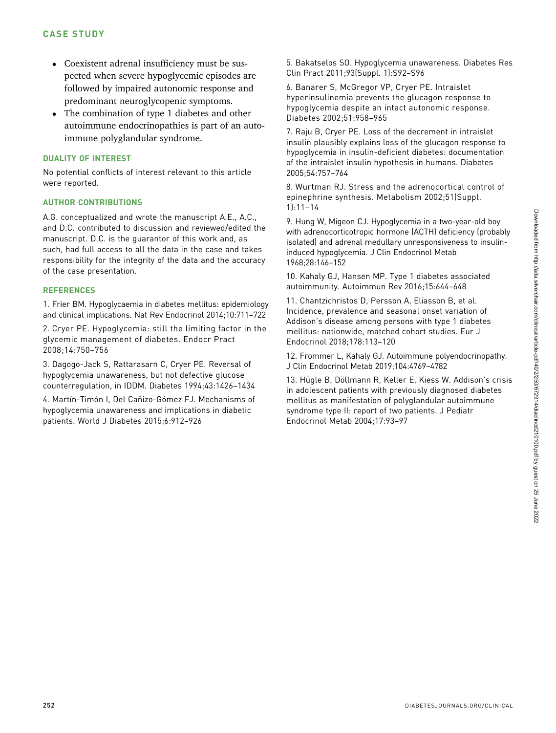- Coexistent adrenal insufficiency must be suspected when severe hypoglycemic episodes are followed by impaired autonomic response and predominant neuroglycopenic symptoms.
- The combination of type 1 diabetes and other autoimmune endocrinopathies is part of an autoimmune polyglandular syndrome.

## DUALITY OF INTEREST

No potential conflicts of interest relevant to this article were reported.

## AUTHOR CONTRIBUTIONS

A.G. conceptualized and wrote the manuscript A.E., A.C., and D.C. contributed to discussion and reviewed/edited the manuscript. D.C. is the guarantor of this work and, as such, had full access to all the data in the case and takes responsibility for the integrity of the data and the accuracy of the case presentation.

## REFERENCES

1. Frier BM. Hypoglycaemia in diabetes mellitus: epidemiology and clinical implications. Nat Rev Endocrinol 2014;10:711–722

2. Cryer PE. Hypoglycemia: still the limiting factor in the glycemic management of diabetes. Endocr Pract 2008;14:750–756

3. Dagogo-Jack S, Rattarasarn C, Cryer PE. Reversal of hypoglycemia unawareness, but not defective glucose counterregulation, in IDDM. Diabetes 1994;43:1426–1434

4. Martín-Timón I, Del Cañizo-Gómez FJ. Mechanisms of hypoglycemia unawareness and implications in diabetic patients. World J Diabetes 2015;6:912–926

5. Bakatselos SO. Hypoglycemia unawareness. Diabetes Res Clin Pract 2011;93(Suppl. 1):S92–S96

6. Banarer S, McGregor VP, Cryer PE. Intraislet hyperinsulinemia prevents the glucagon response to hypoglycemia despite an intact autonomic response. Diabetes 2002;51:958–965

7. Raju B, Cryer PE. Loss of the decrement in intraislet insulin plausibly explains loss of the glucagon response to hypoglycemia in insulin-deficient diabetes: documentation of the intraislet insulin hypothesis in humans. Diabetes 2005;54:757–764

8. Wurtman RJ. Stress and the adrenocortical control of epinephrine synthesis. Metabolism 2002;51(Suppl. 1):11–14

9. Hung W, Migeon CJ. Hypoglycemia in a two-year-old boy with adrenocorticotropic hormone (ACTH) deficiency (probably isolated) and adrenal medullary unresponsiveness to insulin-induced hypoglycemia. J Clin Endocrinol Metab 1968;28:146–152

10. Kahaly GJ, Hansen MP. Type 1 diabetes associated autoimmunity. Autoimmun Rev 2016;15:644–648

11. Chantzichristos D, Persson A, Eliasson B, et al. Incidence, prevalence and seasonal onset variation of Addison's disease among persons with type 1 diabetes mellitus: nationwide, matched cohort studies. Eur J Endocrinol 2018;178:113–120

12. Frommer L, Kahaly GJ. Autoimmune polyendocrinopathy. J Clin Endocrinol Metab 2019;104:4769–4782

13. Hügle B, Döllmann R, Keller E, Kiess W. Addison's crisis in adolescent patients with previously diagnosed diabetes mellitus as manifestation of polyglandular autoimmune syndrome type II: report of two patients. J Pediatr Endocrinol Metab 2004;17:93–97